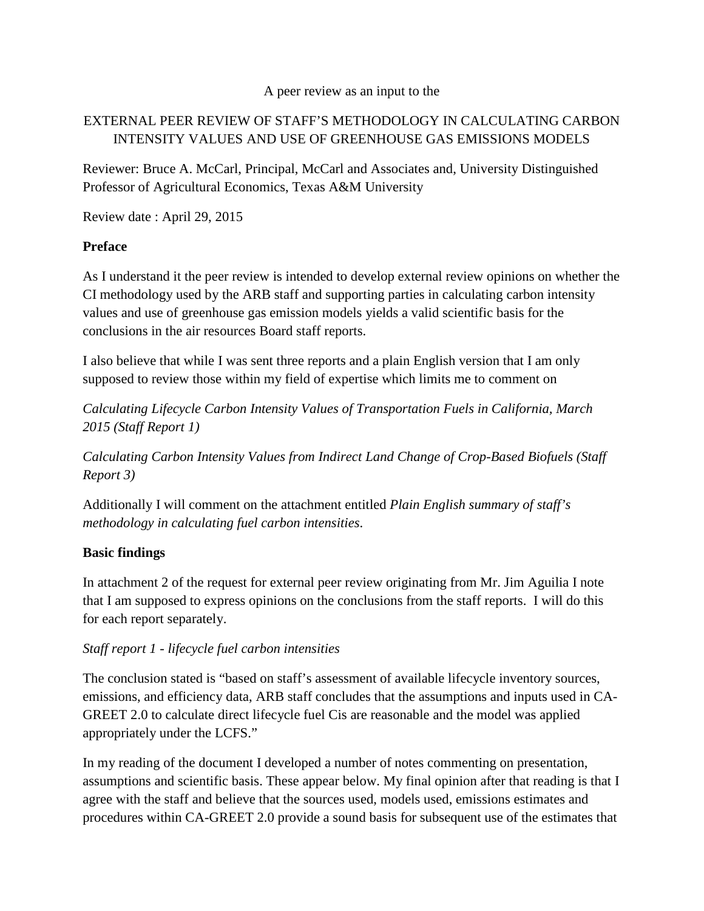A peer review as an input to the

EXTERNAL PEER REVIEW OF STAFF'S METHODOLOGY IN CALCULATING CARBON INTENSITY VALUES AND USE OF GREENHOUSE GAS EMISSIONS MODELS

Reviewer: Bruce A. McCarl, Principal, McCarl and Associates and, University Distinguished Professor of Agricultural Economics, Texas A&M University

Review date : April 29, 2015

## Preface

As I understand it the peer review is intended to develop external review opinions on whether the CI methodology used by the ARB staff and supporting parties in calculating carbon intensity values and use of greenhouse gas emission models yields a valid scientific basis for the conclusions in the air resources Board staff reports.

I also believe that while I was sent three reports and a plain English version that I am only supposed to review those within my field of expertise which limits me to comment on

*Calculating Lifecycle Carbon Intensity Values of Transportation Fuels in California, March 2015 (Staff Report 1)*

*Calculating Carbon Intensity Values from Indirect Land Change of Crop-Based Biofuels (Staff Report 3)*

Additionally I will comment on the attachment entitled *Plain English summary of staff's methodology in calculating fuel carbon intensities*.

## Basic findings

In attachment 2 of the request for external peer review originating from Mr. Jim Aguilia I note that I am supposed to express opinions on the conclusions from the staff reports. I will do this for each report separately.

### *Staff report 1 - lifecycle fuel carbon intensities*

The conclusion stated is "based on staff's assessment of available lifecycle inventory sources, emissions, and efficiency data, ARB staff concludes that the assumptions and inputs used in CA-GREET 2.0 to calculate direct lifecycle fuel Cis are reasonable and the model was applied appropriately under the LCFS."

In my reading of the document I developed a number of notes commenting on presentation, assumptions and scientific basis. These appear below. My final opinion after that reading is that I agree with the staff and believe that the sources used, models used, emissions estimates and procedures within CA-GREET 2.0 provide a sound basis for subsequent use of the estimates that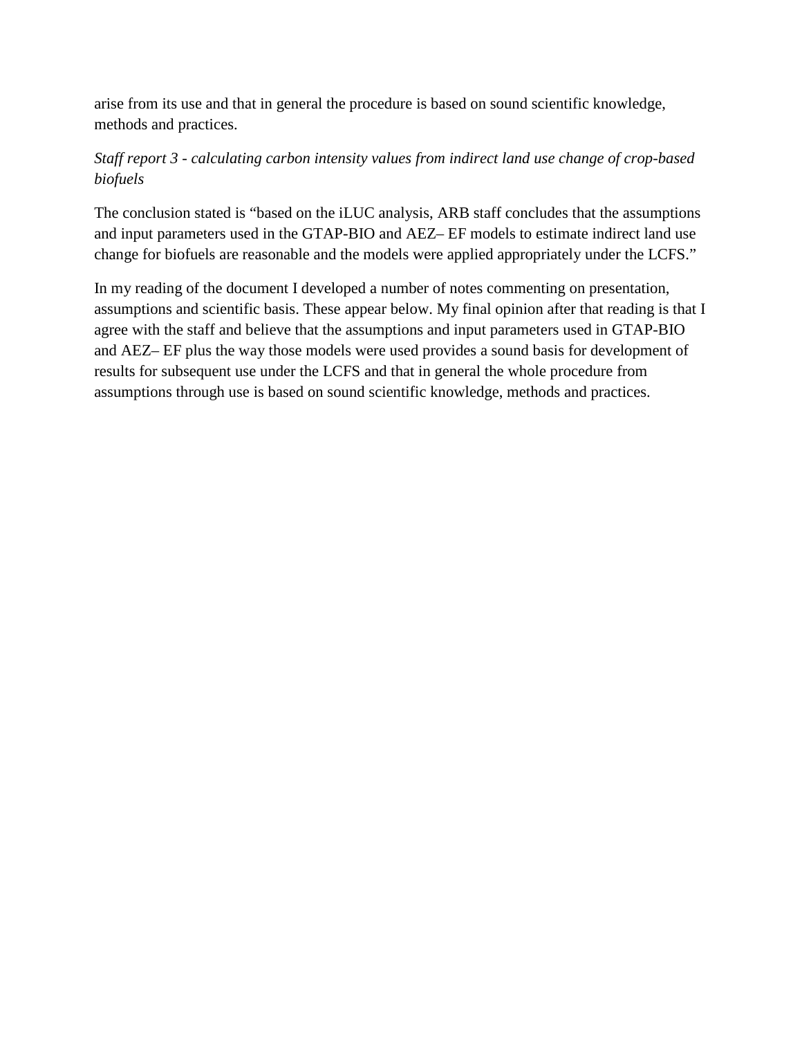arise from its use and that in general the procedure is based on sound scientific knowledge, methods and practices.

*Staff report 3 - calculating carbon intensity values from indirect land use change of crop-based biofuels*

The conclusion stated is "based on the iLUC analysis, ARB staff concludes that the assumptions and input parameters used in the GTAP-BIO and AEZ– EF models to estimate indirect land use change for biofuels are reasonable and the models were applied appropriately under the LCFS."

In my reading of the document I developed a number of notes commenting on presentation, assumptions and scientific basis. These appear below. My final opinion after that reading is that I agree with the staff and believe that the assumptions and input parameters used in GTAP-BIO and AEZ– EF plus the way those models were used provides a sound basis for development of results for subsequent use under the LCFS and that in general the whole procedure from assumptions through use is based on sound scientific knowledge, methods and practices.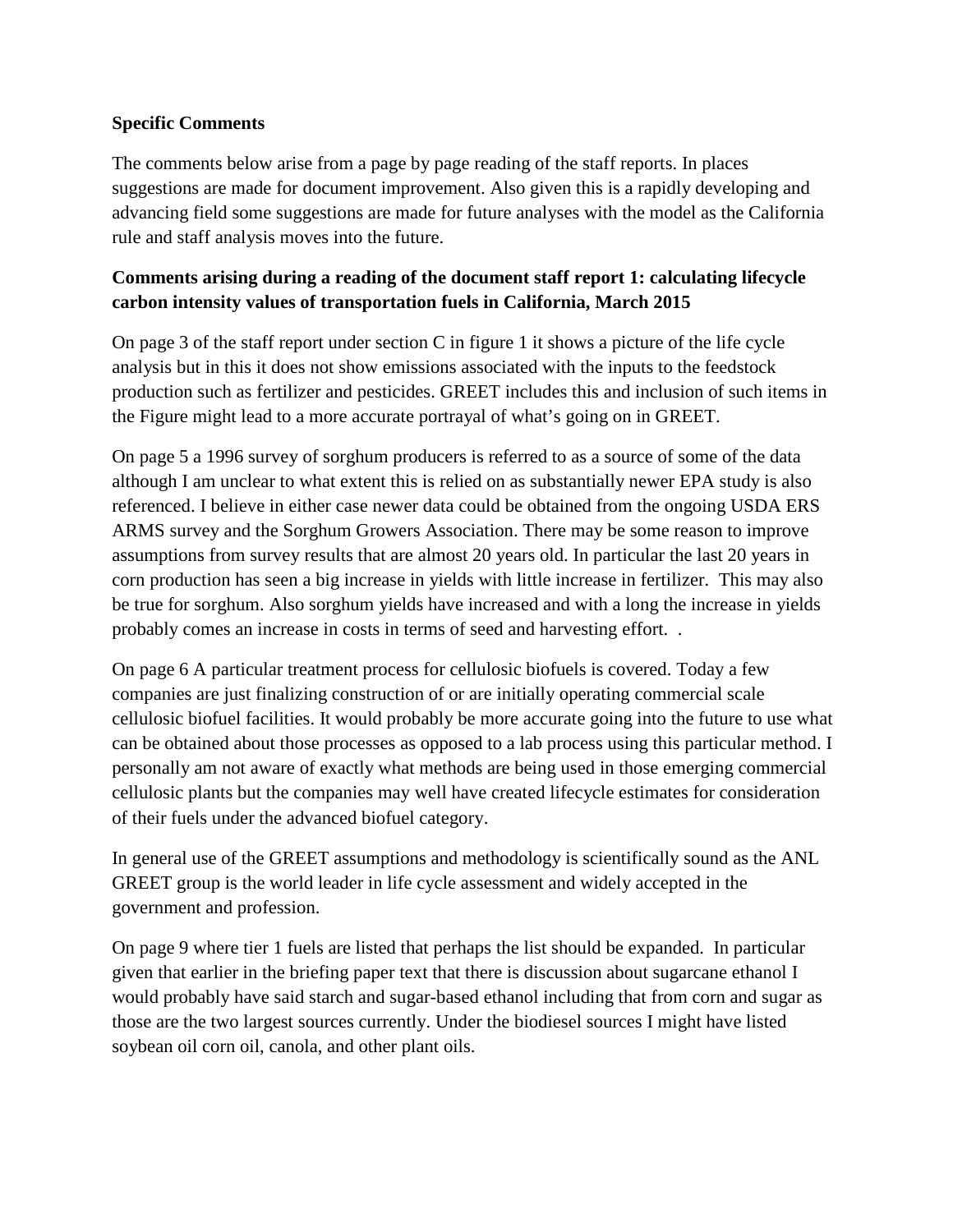**Specific Comments**

The comments below arise from a page by page reading of the staff reports. In places suggestions are made for document improvement. Also given this is a rapidly developing and advancing field some suggestions are made for future analyses with the model as the California rule and staff analysis moves into the future.

**Comments arising during a reading of the document staff report 1: calculating lifecycle carbon intensity values of transportation fuels in California, March 2015**

On page 3 of the staff report under section C in figure 1 it shows a picture of the life cycle analysis but in this it does not show emissions associated with the inputs to the feedstock production such as fertilizer and pesticides. GREET includes this and inclusion of such items in the Figure might lead to a more accurate portrayal of what's going on in GREET.

On page 5 a 1996 survey of sorghum producers is referred to as a source of some of the data although I am unclear to what extent this is relied on as substantially newer EPA study is also referenced. I believe in either case newer data could be obtained from the ongoing USDA ERS ARMS survey and the Sorghum Growers Association. There may be some reason to improve assumptions from survey results that are almost 20 years old. In particular the last 20 years in corn production has seen a big increase in yields with little increase in fertilizer. This may also be true for sorghum. Also sorghum yields have increased and with a long the increase in yields probably comes an increase in costs in terms of seed and harvesting effort. .

On page 6 A particular treatment process for cellulosic biofuels is covered. Today a few companies are just finalizing construction of or are initially operating commercial scale cellulosic biofuel facilities. It would probably be more accurate going into the future to use what can be obtained about those processes as opposed to a lab process using this particular method. I personally am not aware of exactly what methods are being used in those emerging commercial cellulosic plants but the companies may well have created lifecycle estimates for consideration of their fuels under the advanced biofuel category.

In general use of the GREET assumptions and methodology is scientifically sound as the ANL GREET group is the world leader in life cycle assessment and widely accepted in the government and profession.

On page 9 where tier 1 fuels are listed that perhaps the list should be expanded. In particular given that earlier in the briefing paper text that there is discussion about sugarcane ethanol I would probably have said starch and sugar-based ethanol including that from corn and sugar as those are the two largest sources currently. Under the biodiesel sources I might have listed soybean oil corn oil, canola, and other plant oils.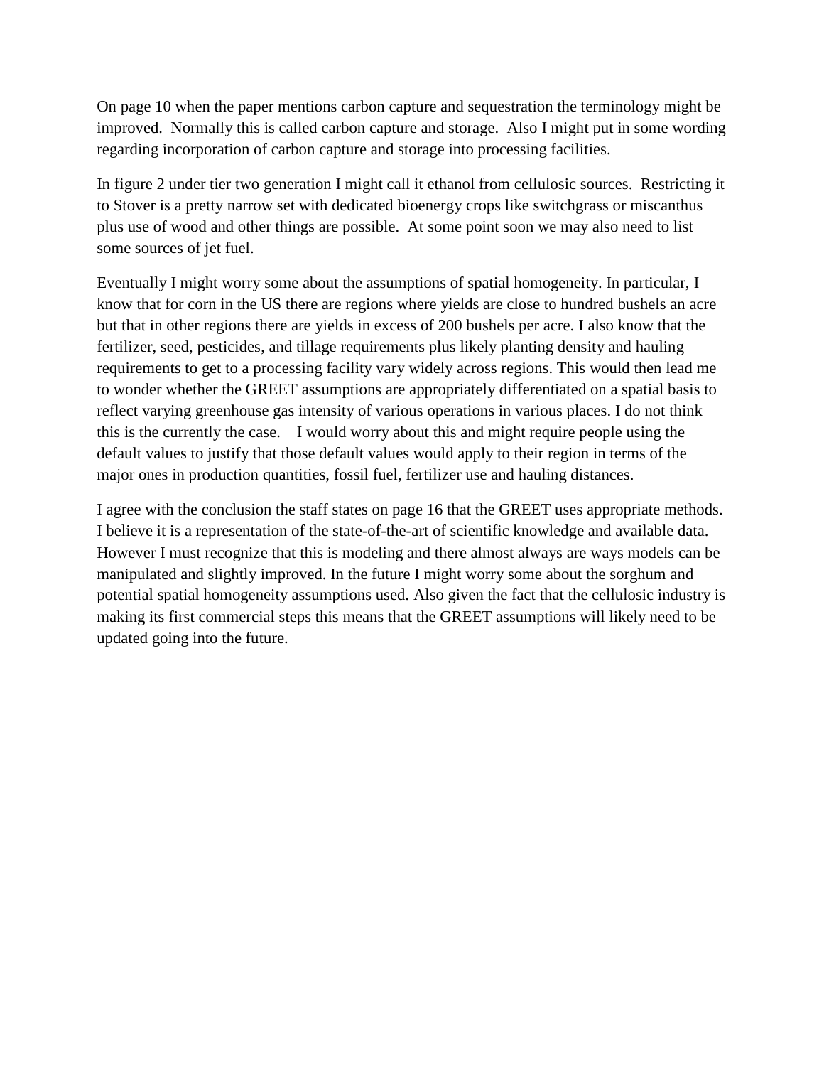On page 10 when the paper mentions carbon capture and sequestration the terminology might be improved. Normally this is called carbon capture and storage. Also I might put in some wording regarding incorporation of carbon capture and storage into processing facilities.

In figure 2 under tier two generation I might call it ethanol from cellulosic sources. Restricting it to Stover is a pretty narrow set with dedicated bioenergy crops like switchgrass or miscanthus plus use of wood and other things are possible. At some point soon we may also need to list some sources of jet fuel.

Eventually I might worry some about the assumptions of spatial homogeneity. In particular, I know that for corn in the US there are regions where yields are close to hundred bushels an acre but that in other regions there are yields in excess of 200 bushels per acre. I also know that the fertilizer, seed, pesticides, and tillage requirements plus likely planting density and hauling requirements to get to a processing facility vary widely across regions. This would then lead me to wonder whether the GREET assumptions are appropriately differentiated on a spatial basis to reflect varying greenhouse gas intensity of various operations in various places. I do not think this is the currently the case. I would worry about this and might require people using the default values to justify that those default values would apply to their region in terms of the major ones in production quantities, fossil fuel, fertilizer use and hauling distances.

I agree with the conclusion the staff states on page 16 that the GREET uses appropriate methods. I believe it is a representation of the state-of-the-art of scientific knowledge and available data. However I must recognize that this is modeling and there almost always are ways models can be manipulated and slightly improved. In the future I might worry some about the sorghum and potential spatial homogeneity assumptions used. Also given the fact that the cellulosic industry is making its first commercial steps this means that the GREET assumptions will likely need to be updated going into the future.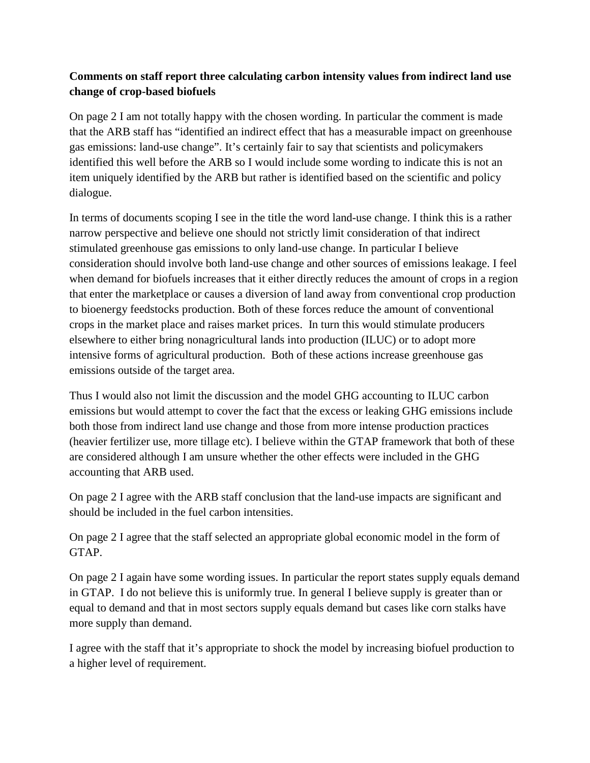**Comments on staff report three calculating carbon intensity values from indirect land use change of crop-based biofuels**

On page 2 I am not totally happy with the chosen wording. In particular the comment is made that the ARB staff has "identified an indirect effect that has a measurable impact on greenhouse gas emissions: land-use change". It's certainly fair to say that scientists and policymakers identified this well before the ARB so I would include some wording to indicate this is not an item uniquely identified by the ARB but rather is identified based on the scientific and policy dialogue.

In terms of documents scoping I see in the title the word land-use change. I think this is a rather narrow perspective and believe one should not strictly limit consideration of that indirect stimulated greenhouse gas emissions to only land-use change. In particular I believe consideration should involve both land-use change and other sources of emissions leakage. I feel when demand for biofuels increases that it either directly reduces the amount of crops in a region that enter the marketplace or causes a diversion of land away from conventional crop production to bioenergy feedstocks production. Both of these forces reduce the amount of conventional crops in the market place and raises market prices. In turn this would stimulate producers elsewhere to either bring nonagricultural lands into production (ILUC) or to adopt more intensive forms of agricultural production. Both of these actions increase greenhouse gas emissions outside of the target area.

Thus I would also not limit the discussion and the model GHG accounting to ILUC carbon emissions but would attempt to cover the fact that the excess or leaking GHG emissions include both those from indirect land use change and those from more intense production practices (heavier fertilizer use, more tillage etc). I believe within the GTAP framework that both of these are considered although I am unsure whether the other effects were included in the GHG accounting that ARB used.

On page 2 I agree with the ARB staff conclusion that the land-use impacts are significant and should be included in the fuel carbon intensities.

On page 2 I agree that the staff selected an appropriate global economic model in the form of GTAP.

On page 2 I again have some wording issues. In particular the report states supply equals demand in GTAP. I do not believe this is uniformly true. In general I believe supply is greater than or equal to demand and that in most sectors supply equals demand but cases like corn stalks have more supply than demand.

I agree with the staff that it's appropriate to shock the model by increasing biofuel production to a higher level of requirement.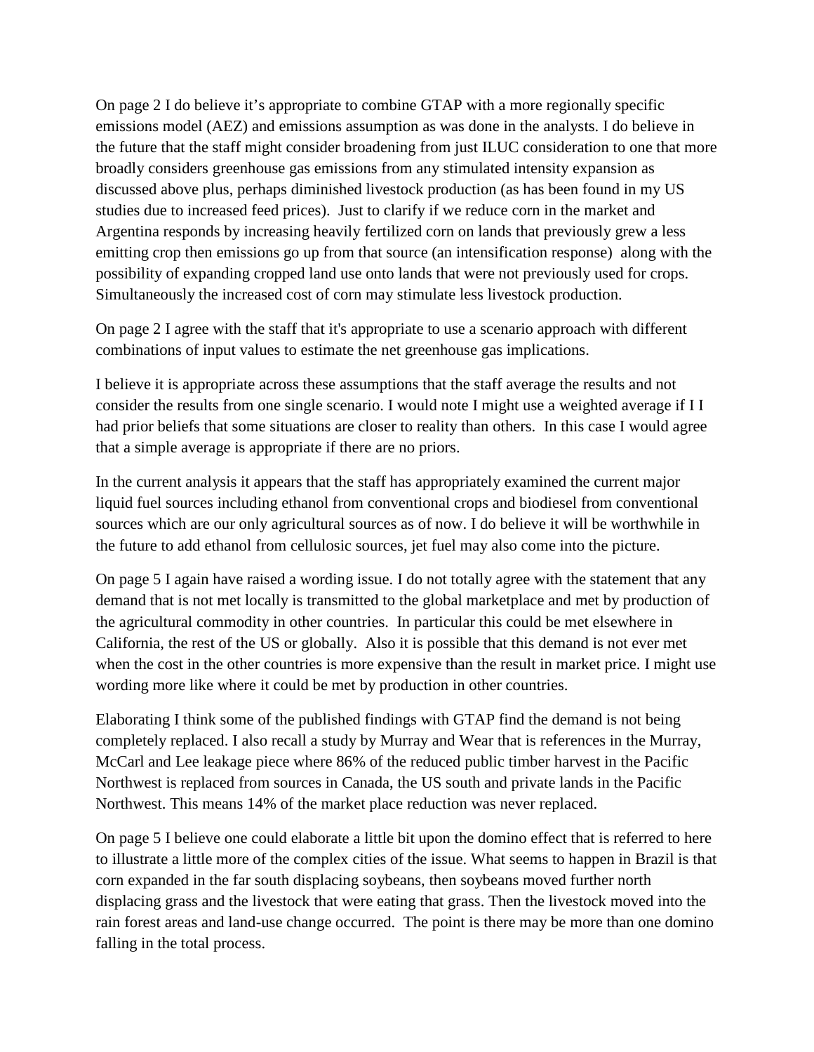On page 2 I do believe it's appropriate to combine GTAP with a more regionally specific emissions model (AEZ) and emissions assumption as was done in the analysts. I do believe in the future that the staff might consider broadening from just ILUC consideration to one that more broadly considers greenhouse gas emissions from any stimulated intensity expansion as discussed above plus, perhaps diminished livestock production (as has been found in my US studies due to increased feed prices). Just to clarify if we reduce corn in the market and Argentina responds by increasing heavily fertilized corn on lands that previously grew a less emitting crop then emissions go up from that source (an intensification response) along with the possibility of expanding cropped land use onto lands that were not previously used for crops. Simultaneously the increased cost of corn may stimulate less livestock production.

On page 2 I agree with the staff that it's appropriate to use a scenario approach with different combinations of input values to estimate the net greenhouse gas implications.

I believe it is appropriate across these assumptions that the staff average the results and not consider the results from one single scenario. I would note I might use a weighted average if I I had prior beliefs that some situations are closer to reality than others. In this case I would agree that a simple average is appropriate if there are no priors.

In the current analysis it appears that the staff has appropriately examined the current major liquid fuel sources including ethanol from conventional crops and biodiesel from conventional sources which are our only agricultural sources as of now. I do believe it will be worthwhile in the future to add ethanol from cellulosic sources, jet fuel may also come into the picture.

On page 5 I again have raised a wording issue. I do not totally agree with the statement that any demand that is not met locally is transmitted to the global marketplace and met by production of the agricultural commodity in other countries. In particular this could be met elsewhere in California, the rest of the US or globally. Also it is possible that this demand is not ever met when the cost in the other countries is more expensive than the result in market price. I might use wording more like where it could be met by production in other countries.

Elaborating I think some of the published findings with GTAP find the demand is not being completely replaced. I also recall a study by Murray and Wear that is references in the Murray, McCarl and Lee leakage piece where 86% of the reduced public timber harvest in the Pacific Northwest is replaced from sources in Canada, the US south and private lands in the Pacific Northwest. This means 14% of the market place reduction was never replaced.

On page 5 I believe one could elaborate a little bit upon the domino effect that is referred to here to illustrate a little more of the complex cities of the issue. What seems to happen in Brazil is that corn expanded in the far south displacing soybeans, then soybeans moved further north displacing grass and the livestock that were eating that grass. Then the livestock moved into the rain forest areas and land-use change occurred. The point is there may be more than one domino falling in the total process.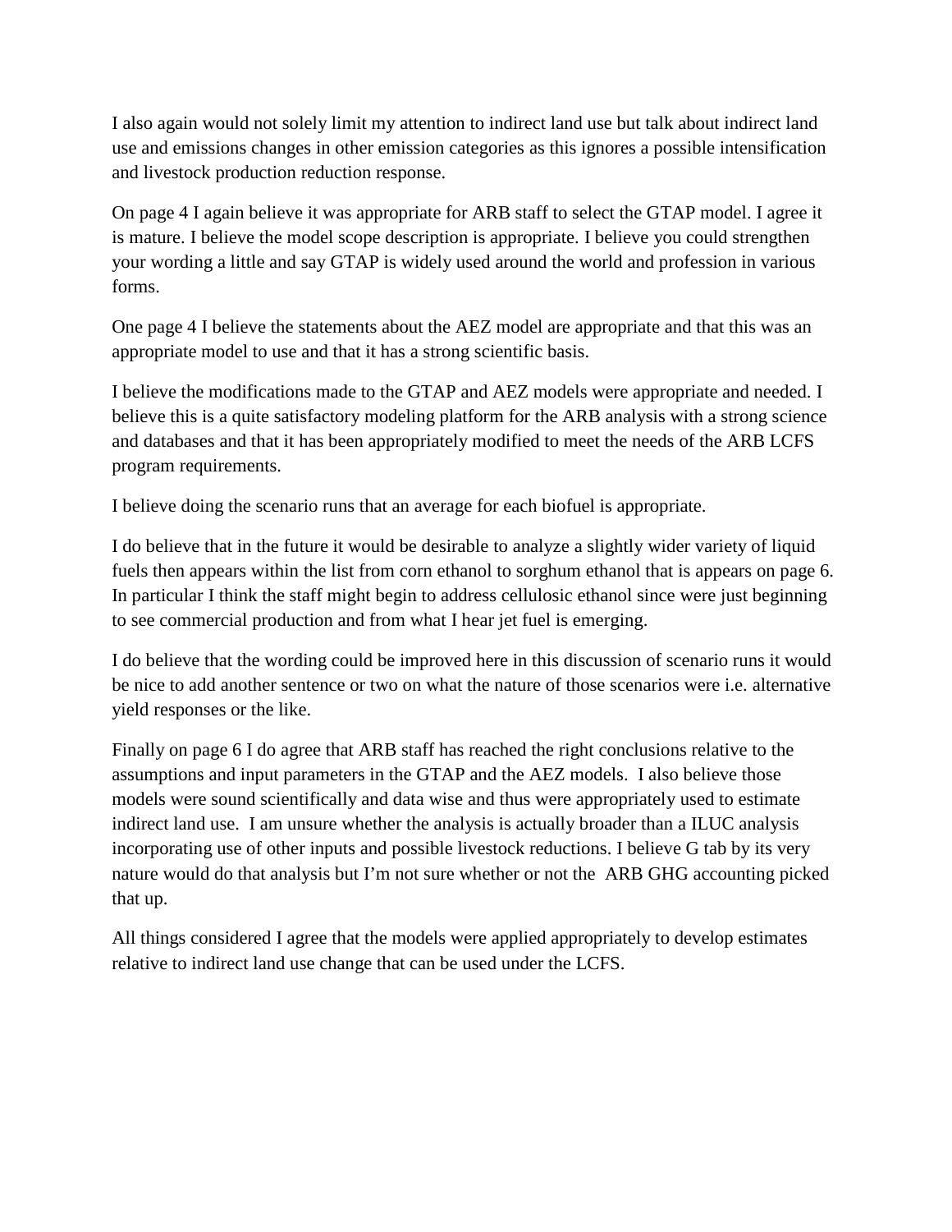I also again would not solely limit my attention to indirect land use but talk about indirect land use and emissions changes in other emission categories as this ignores a possible intensification and livestock production reduction response.

On page 4 I again believe it was appropriate for ARB staff to select the GTAP model. I agree it is mature. I believe the model scope description is appropriate. I believe you could strengthen your wording a little and say GTAP is widely used around the world and profession in various forms.

One page 4 I believe the statements about the AEZ model are appropriate and that this was an appropriate model to use and that it has a strong scientific basis.

I believe the modifications made to the GTAP and AEZ models were appropriate and needed. I believe this is a quite satisfactory modeling platform for the ARB analysis with a strong science and databases and that it has been appropriately modified to meet the needs of the ARB LCFS program requirements.

I believe doing the scenario runs that an average for each biofuel is appropriate.

I do believe that in the future it would be desirable to analyze a slightly wider variety of liquid fuels then appears within the list from corn ethanol to sorghum ethanol that is appears on page 6. In particular I think the staff might begin to address cellulosic ethanol since were just beginning to see commercial production and from what I hear jet fuel is emerging.

I do believe that the wording could be improved here in this discussion of scenario runs it would be nice to add another sentence or two on what the nature of those scenarios were i.e. alternative yield responses or the like.

Finally on page 6 I do agree that ARB staff has reached the right conclusions relative to the assumptions and input parameters in the GTAP and the AEZ models. I also believe those models were sound scientifically and data wise and thus were appropriately used to estimate indirect land use. I am unsure whether the analysis is actually broader than a ILUC analysis incorporating use of other inputs and possible livestock reductions. I believe G tab by its very nature would do that analysis but I'm not sure whether or not the ARB GHG accounting picked that up.

All things considered I agree that the models were applied appropriately to develop estimates relative to indirect land use change that can be used under the LCFS.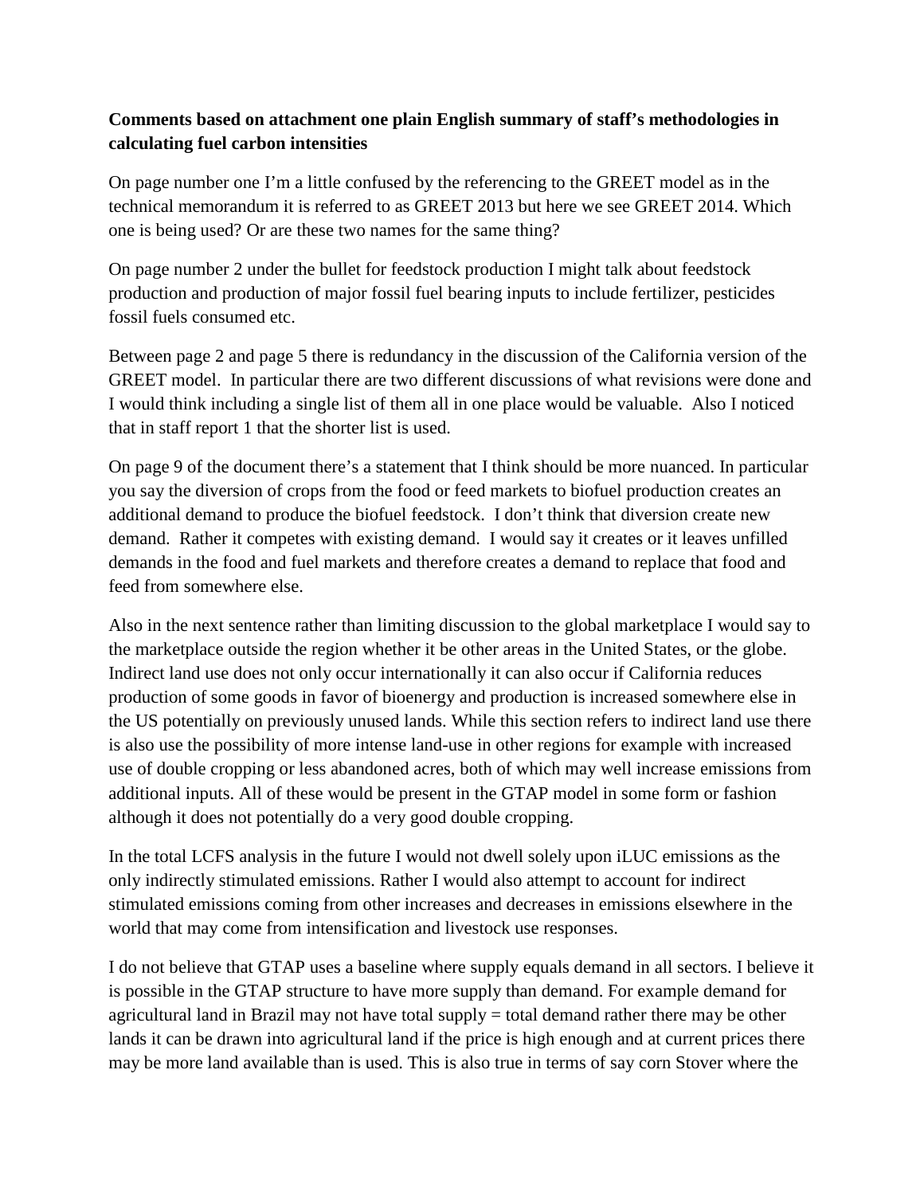**Comments based on attachment one plain English summary of staff's methodologies in calculating fuel carbon intensities**

On page number one I'm a little confused by the referencing to the GREET model as in the technical memorandum it is referred to as GREET 2013 but here we see GREET 2014. Which one is being used? Or are these two names for the same thing?

On page number 2 under the bullet for feedstock production I might talk about feedstock production and production of major fossil fuel bearing inputs to include fertilizer, pesticides fossil fuels consumed etc.

Between page 2 and page 5 there is redundancy in the discussion of the California version of the GREET model. In particular there are two different discussions of what revisions were done and I would think including a single list of them all in one place would be valuable. Also I noticed that in staff report 1 that the shorter list is used.

On page 9 of the document there's a statement that I think should be more nuanced. In particular you say the diversion of crops from the food or feed markets to biofuel production creates an additional demand to produce the biofuel feedstock. I don't think that diversion create new demand. Rather it competes with existing demand. I would say it creates or it leaves unfilled demands in the food and fuel markets and therefore creates a demand to replace that food and feed from somewhere else.

Also in the next sentence rather than limiting discussion to the global marketplace I would say to the marketplace outside the region whether it be other areas in the United States, or the globe. Indirect land use does not only occur internationally it can also occur if California reduces production of some goods in favor of bioenergy and production is increased somewhere else in the US potentially on previously unused lands. While this section refers to indirect land use there is also use the possibility of more intense land-use in other regions for example with increased use of double cropping or less abandoned acres, both of which may well increase emissions from additional inputs. All of these would be present in the GTAP model in some form or fashion although it does not potentially do a very good double cropping.

In the total LCFS analysis in the future I would not dwell solely upon iLUC emissions as the only indirectly stimulated emissions. Rather I would also attempt to account for indirect stimulated emissions coming from other increases and decreases in emissions elsewhere in the world that may come from intensification and livestock use responses.

I do not believe that GTAP uses a baseline where supply equals demand in all sectors. I believe it is possible in the GTAP structure to have more supply than demand. For example demand for agricultural land in Brazil may not have total supply = total demand rather there may be other lands it can be drawn into agricultural land if the price is high enough and at current prices there may be more land available than is used. This is also true in terms of say corn Stover where the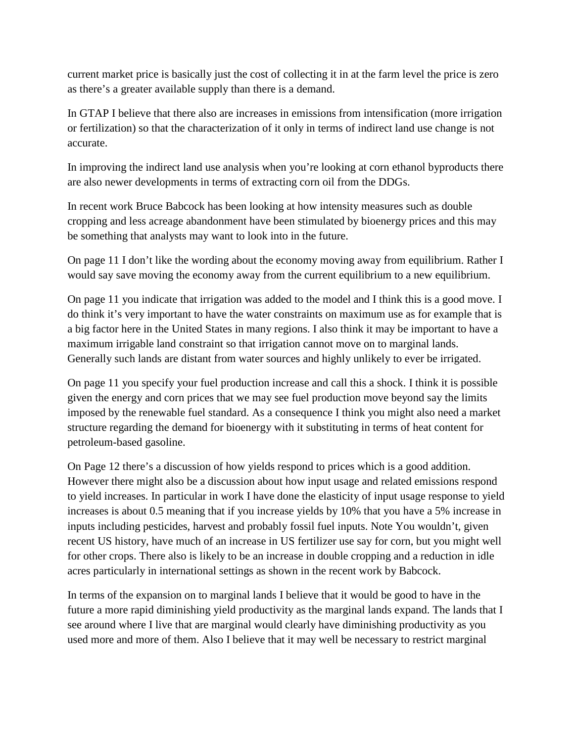current market price is basically just the cost of collecting it in at the farm level the price is zero as there's a greater available supply than there is a demand.

In GTAP I believe that there also are increases in emissions from intensification (more irrigation or fertilization) so that the characterization of it only in terms of indirect land use change is not accurate.

In improving the indirect land use analysis when you're looking at corn ethanol byproducts there are also newer developments in terms of extracting corn oil from the DDGs.

In recent work Bruce Babcock has been looking at how intensity measures such as double cropping and less acreage abandonment have been stimulated by bioenergy prices and this may be something that analysts may want to look into in the future.

On page 11 I don't like the wording about the economy moving away from equilibrium. Rather I would say save moving the economy away from the current equilibrium to a new equilibrium.

On page 11 you indicate that irrigation was added to the model and I think this is a good move. I do think it's very important to have the water constraints on maximum use as for example that is a big factor here in the United States in many regions. I also think it may be important to have a maximum irrigable land constraint so that irrigation cannot move on to marginal lands. Generally such lands are distant from water sources and highly unlikely to ever be irrigated.

On page 11 you specify your fuel production increase and call this a shock. I think it is possible given the energy and corn prices that we may see fuel production move beyond say the limits imposed by the renewable fuel standard. As a consequence I think you might also need a market structure regarding the demand for bioenergy with it substituting in terms of heat content for petroleum-based gasoline.

On Page 12 there's a discussion of how yields respond to prices which is a good addition. However there might also be a discussion about how input usage and related emissions respond to yield increases. In particular in work I have done the elasticity of input usage response to yield increases is about 0.5 meaning that if you increase yields by 10% that you have a 5% increase in inputs including pesticides, harvest and probably fossil fuel inputs. Note You wouldn't, given recent US history, have much of an increase in US fertilizer use say for corn, but you might well for other crops. There also is likely to be an increase in double cropping and a reduction in idle acres particularly in international settings as shown in the recent work by Babcock.

In terms of the expansion on to marginal lands I believe that it would be good to have in the future a more rapid diminishing yield productivity as the marginal lands expand. The lands that I see around where I live that are marginal would clearly have diminishing productivity as you used more and more of them. Also I believe that it may well be necessary to restrict marginal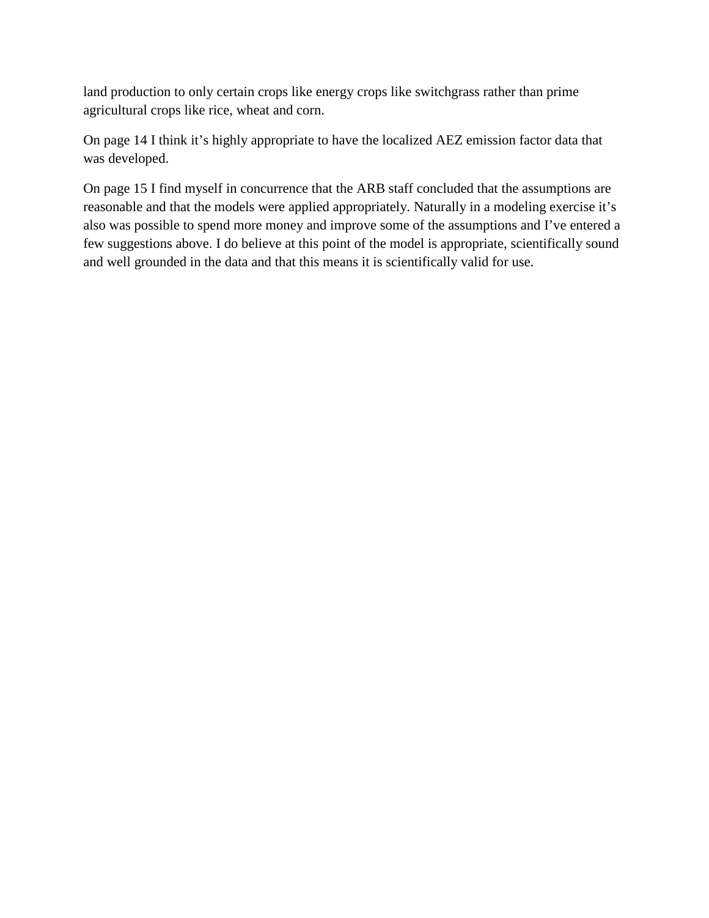land production to only certain crops like energy crops like switchgrass rather than prime agricultural crops like rice, wheat and corn.

On page 14 I think it's highly appropriate to have the localized AEZ emission factor data that was developed.

On page 15 I find myself in concurrence that the ARB staff concluded that the assumptions are reasonable and that the models were applied appropriately. Naturally in a modeling exercise it's also was possible to spend more money and improve some of the assumptions and I've entered a few suggestions above. I do believe at this point of the model is appropriate, scientifically sound and well grounded in the data and that this means it is scientifically valid for use.